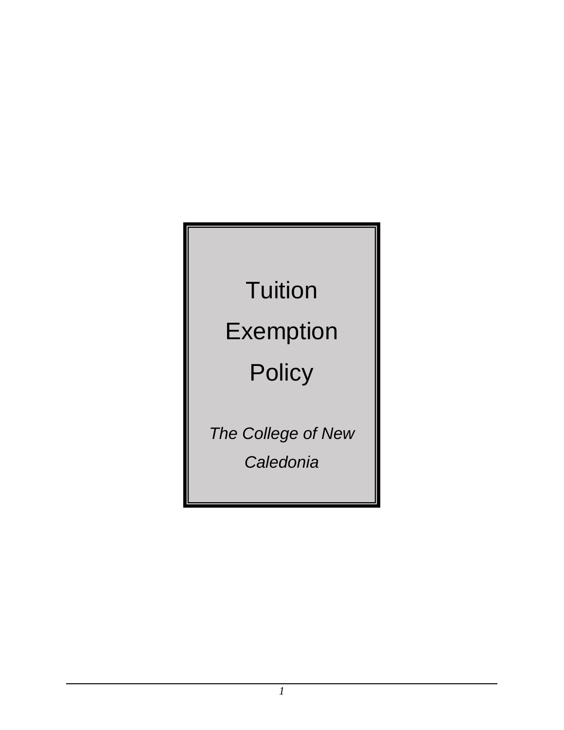# Tuition Exemption Policy

*The College of New Caledonia*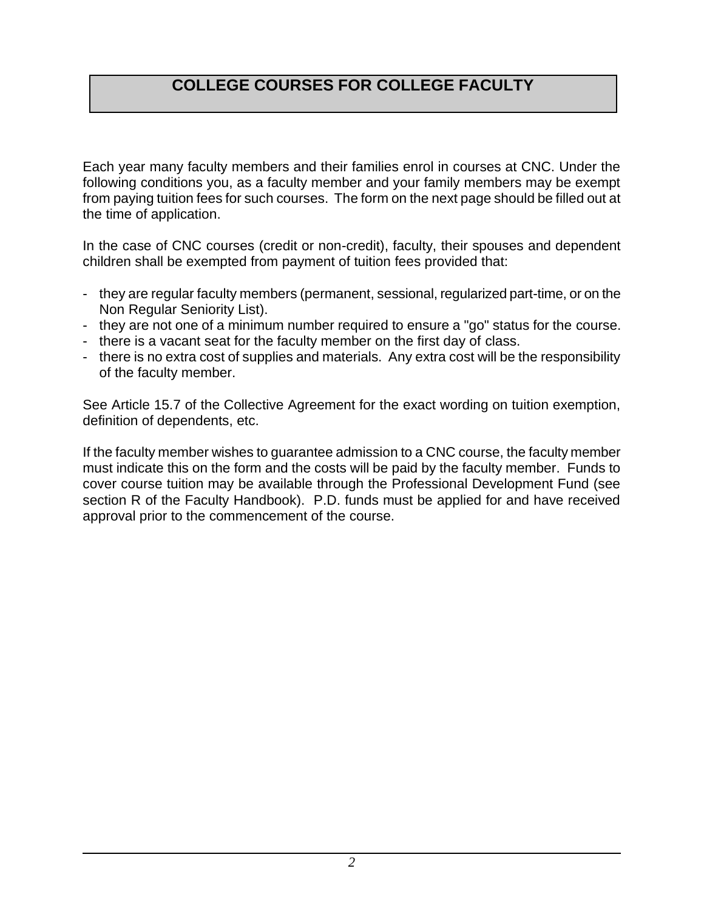# COLLEGE COURSES FOR COLLEGE FACULTY

Each year many faculty members and their families enrol in courses at CNC. Under the following conditions you, as a faculty member and your family members may be exempt from paying tuition fees for such courses. The form on the next page should be filled out at the time of application.

In the case of CNC courses (credit or non-credit), faculty, their spouses and dependent children shall be exempted from payment of tuition fees provided that:

- they are regular faculty members (permanent, sessional, regularized part-time, or on the Non Regular Seniority List).
- they are not one of a minimum number required to ensure a "go" status for the course.
- there is a vacant seat for the faculty member on the first day of class.
- there is no extra cost of supplies and materials. Any extra cost will be the responsibility of the faculty member.

See Article 15.7 of the Collective Agreement for the exact wording on tuition exemption, definition of dependents, etc.

If the faculty member wishes to guarantee admission to a CNC course, the faculty member must indicate this on the form and the costs will be paid by the faculty member. Funds to cover course tuition may be available through the Professional Development Fund (see section R of the Faculty Handbook). P.D. funds must be applied for and have received approval prior to the commencement of the course.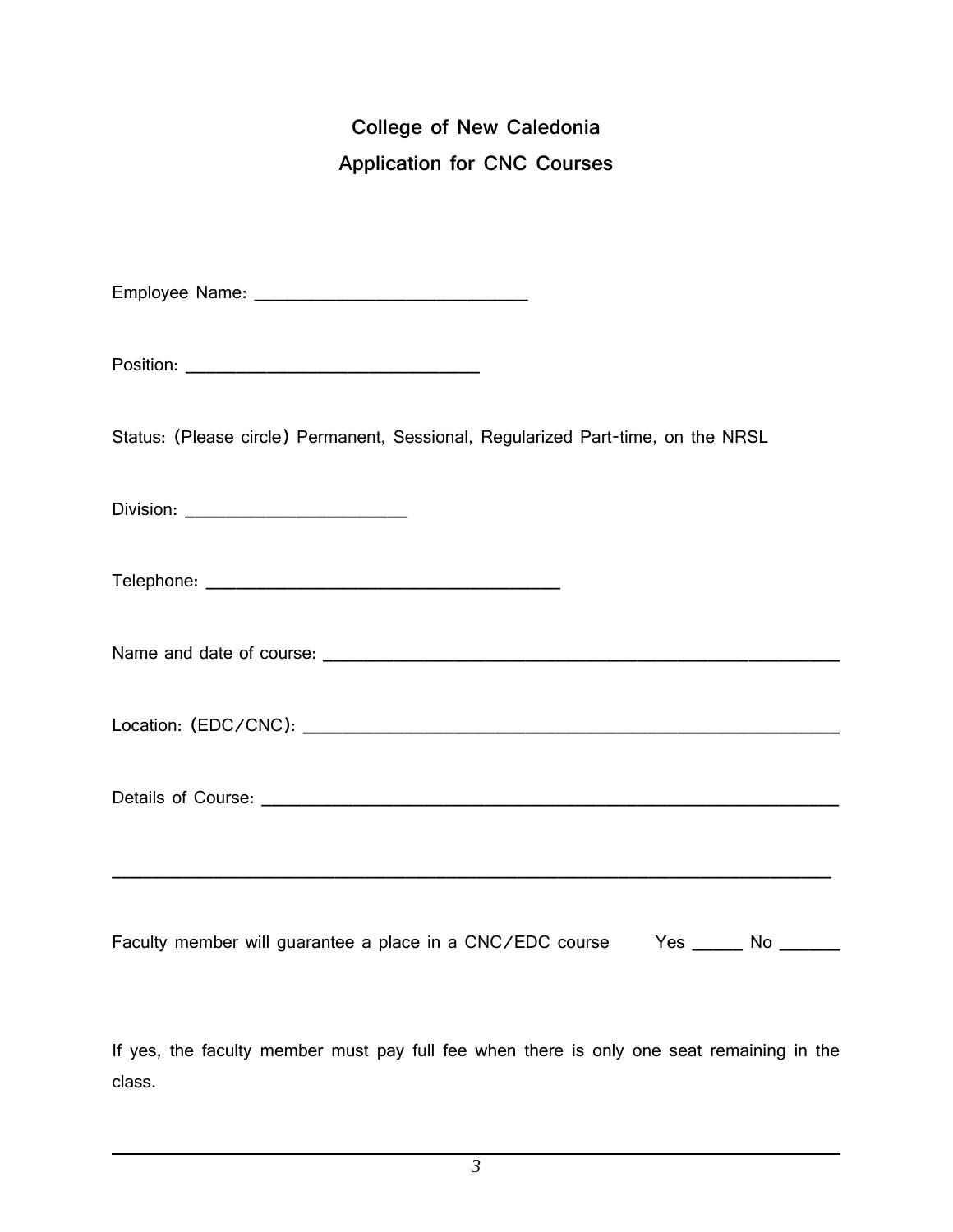## College of New Caledonia

## Application for CNC Courses

Employee Name: ___________________________

Position: _____________________________

Status: (Please circle) Permanent, Sessional, Regularized Part-time, on the NRSL

Division: _____________________

Telephone: ___________________________________

Name and date of course: ______________________________________________________

Location: (EDC/CNC): ________________________________________________________

Details of Course: ___________________________________________________________

________________________________________________________________________

Faculty member will guarantee a place in a CNC/EDC course    Yes _____ No ______

If yes, the faculty member must pay full fee when there is only one seat remaining in the class.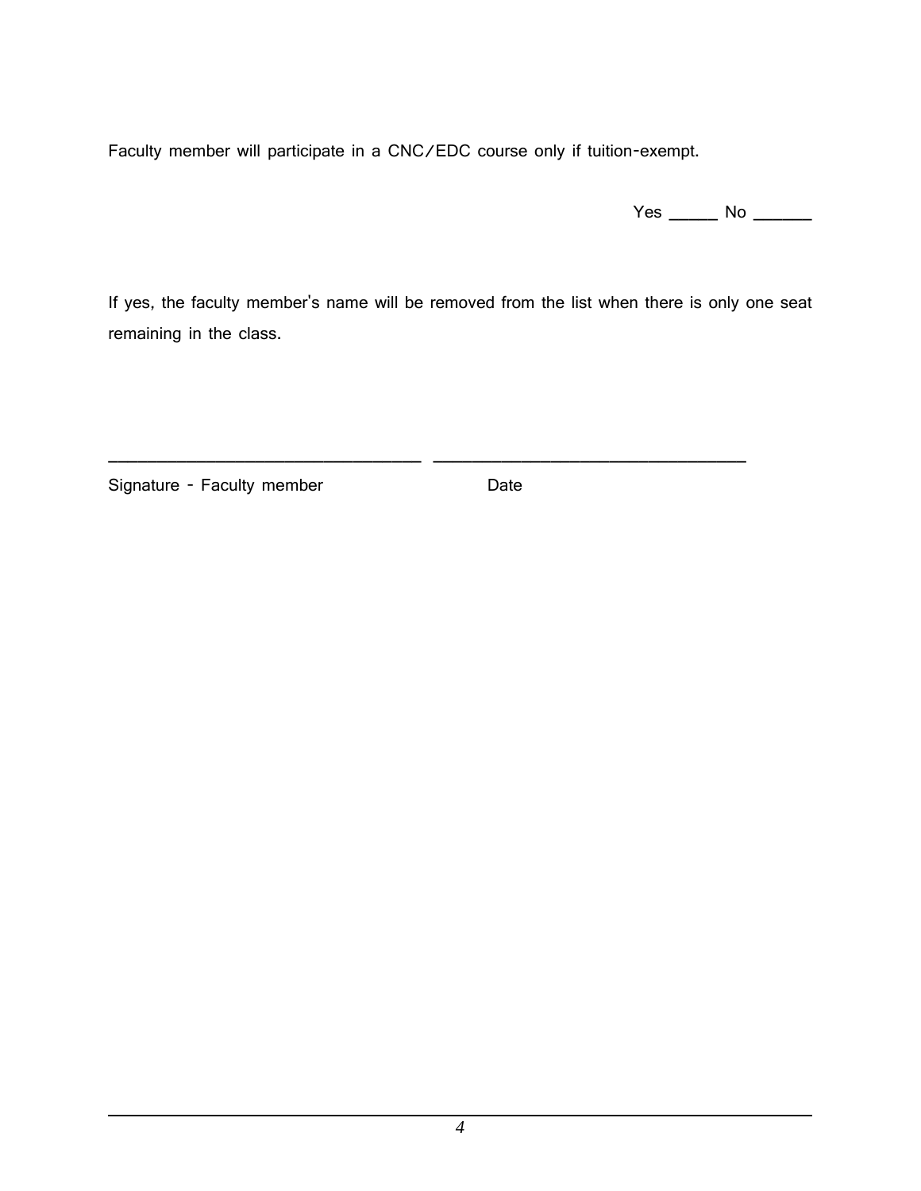Faculty member will participate in a CNC/EDC course only if tuition-exempt.

Yes _____ No ______

If yes, the faculty member's name will be removed from the list when there is only one seat remaining in the class.

_________________________________ _________________________________

Signature - Faculty member Date